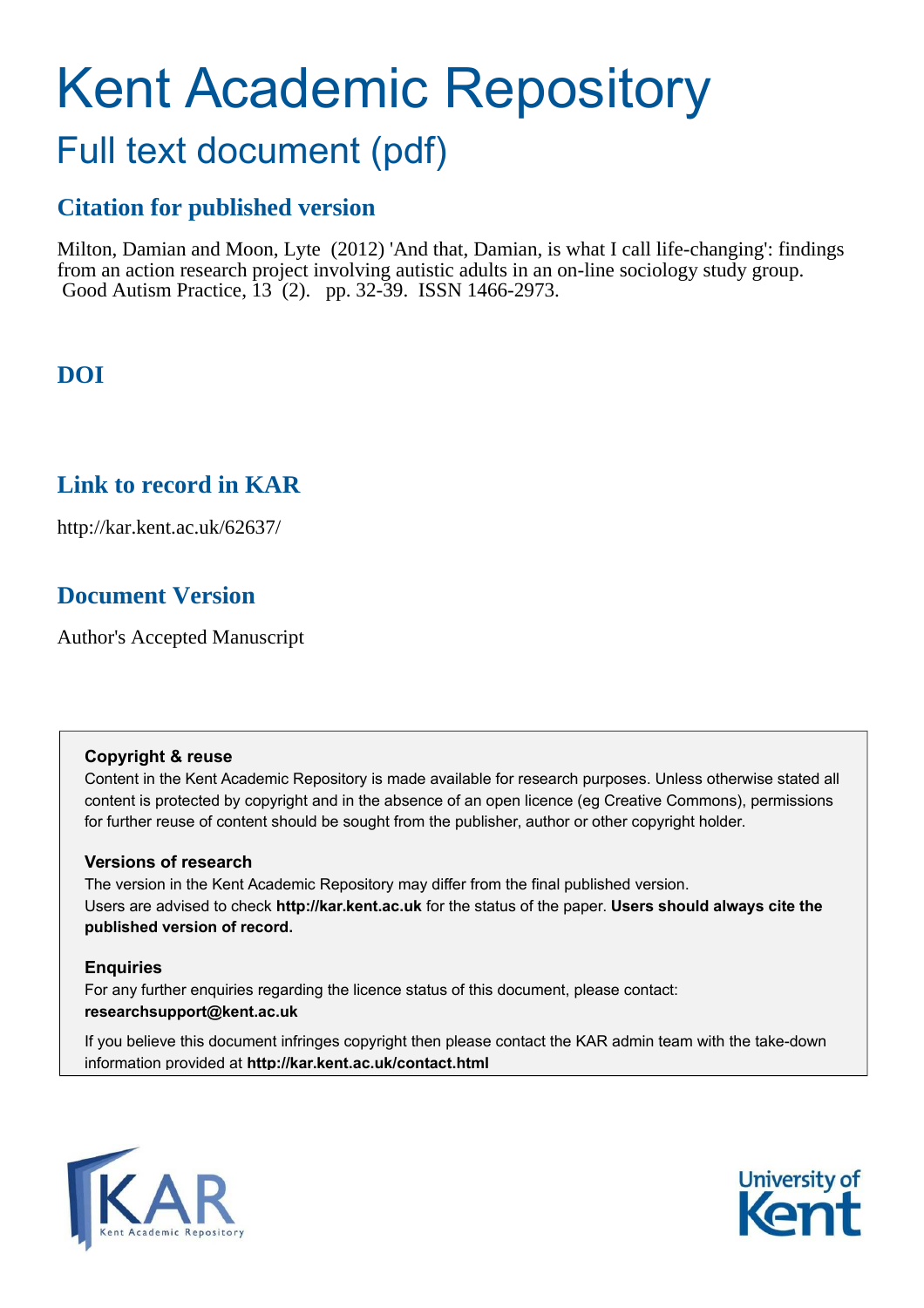# Kent Academic Repository

## Full text document (pdf)

### Citation for published version

Milton, Damian and Moon, Lyte (2012) 'And that, Damian, is what I call life-changing': findings from an action research project involving autistic adults in an on-line sociology study group. Good Autism Practice, 13 (2). pp. 32-39. ISSN 1466-2973.

### DOI

### Link to record in KAR

http://kar.kent.ac.uk/62637/

### Document Version

Author's Accepted Manuscript

**Copyright & reuse**

Content in the Kent Academic Repository is made available for research purposes. Unless otherwise stated all content is protected by copyright and in the absence of an open licence (eg Creative Commons), permissions for further reuse of content should be sought from the publisher, author or other copyright holder.

**Versions of research**

The version in the Kent Academic Repository may differ from the final published version. Users are advised to check **http://kar.kent.ac.uk** for the status of the paper. **Users should always cite the published version of record.**

**Enquiries**

For any further enquiries regarding the licence status of this document, please contact: **researchsupport@kent.ac.uk**

If you believe this document infringes copyright then please contact the KAR admin team with the take-down information provided at **http://kar.kent.ac.uk/contact.html**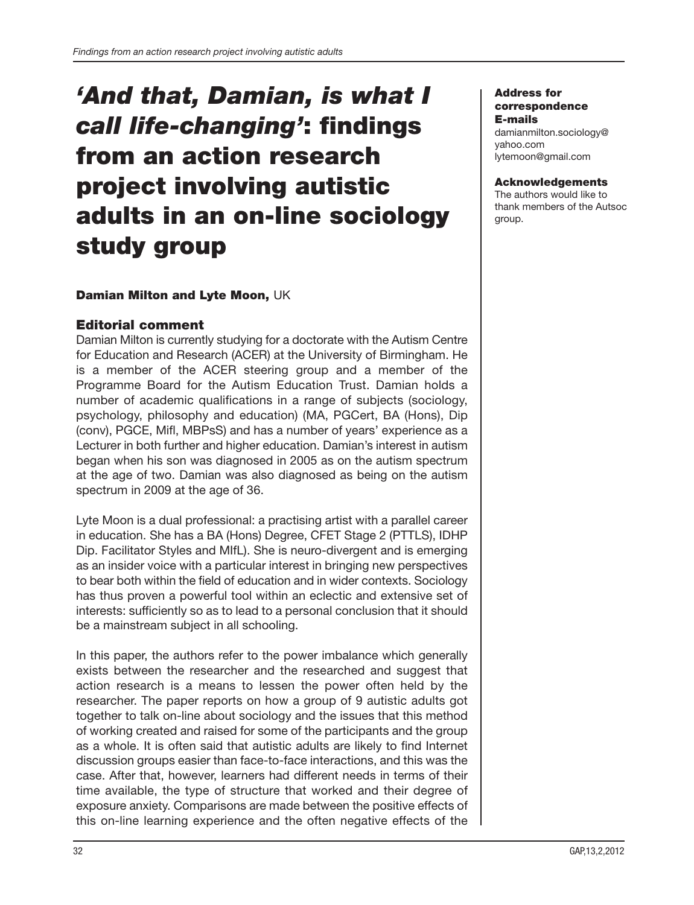# *'And that, Damian, is what I call life-changing'*: findings from an action research project involving autistic adults in an on-line sociology study group

**Damian Milton and Lyte Moon,** UK

**Address for correspondence**
**E-mails**
damianmilton.sociology@yahoo.com
lytemoon@gmail.com

**Acknowledgements**
The authors would like to thank members of the Autsoc group.

## Editorial comment

Damian Milton is currently studying for a doctorate with the Autism Centre for Education and Research (ACER) at the University of Birmingham. He is a member of the ACER steering group and a member of the Programme Board for the Autism Education Trust. Damian holds a number of academic qualifications in a range of subjects (sociology, psychology, philosophy and education) (MA, PGCert, BA (Hons), Dip (conv), PGCE, Mifl, MBPsS) and has a number of years' experience as a Lecturer in both further and higher education. Damian's interest in autism began when his son was diagnosed in 2005 as on the autism spectrum at the age of two. Damian was also diagnosed as being on the autism spectrum in 2009 at the age of 36.

Lyte Moon is a dual professional: a practising artist with a parallel career in education. She has a BA (Hons) Degree, CFET Stage 2 (PTTLS), IDHP Dip. Facilitator Styles and MIfL). She is neuro-divergent and is emerging as an insider voice with a particular interest in bringing new perspectives to bear both within the field of education and in wider contexts. Sociology has thus proven a powerful tool within an eclectic and extensive set of interests: sufficiently so as to lead to a personal conclusion that it should be a mainstream subject in all schooling.

In this paper, the authors refer to the power imbalance which generally exists between the researcher and the researched and suggest that action research is a means to lessen the power often held by the researcher. The paper reports on how a group of 9 autistic adults got together to talk on-line about sociology and the issues that this method of working created and raised for some of the participants and the group as a whole. It is often said that autistic adults are likely to find Internet discussion groups easier than face-to-face interactions, and this was the case. After that, however, learners had different needs in terms of their time available, the type of structure that worked and their degree of exposure anxiety. Comparisons are made between the positive effects of this on-line learning experience and the often negative effects of the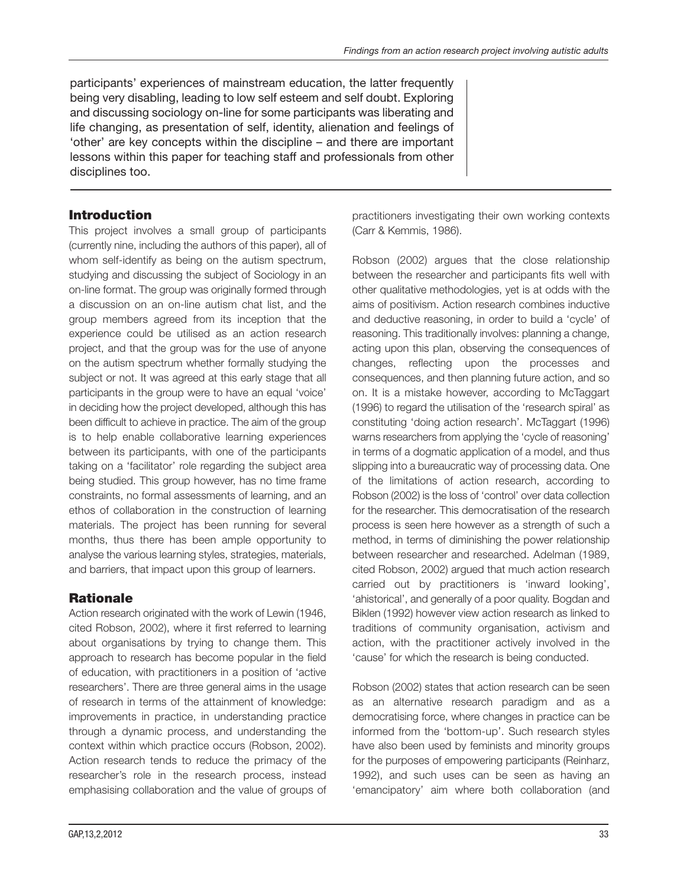participants' experiences of mainstream education, the latter frequently being very disabling, leading to low self esteem and self doubt. Exploring and discussing sociology on-line for some participants was liberating and life changing, as presentation of self, identity, alienation and feelings of 'other' are key concepts within the discipline – and there are important lessons within this paper for teaching staff and professionals from other disciplines too.

## Introduction

This project involves a small group of participants (currently nine, including the authors of this paper), all of whom self-identify as being on the autism spectrum, studying and discussing the subject of Sociology in an on-line format. The group was originally formed through a discussion on an on-line autism chat list, and the group members agreed from its inception that the experience could be utilised as an action research project, and that the group was for the use of anyone on the autism spectrum whether formally studying the subject or not. It was agreed at this early stage that all participants in the group were to have an equal 'voice' in deciding how the project developed, although this has been difficult to achieve in practice. The aim of the group is to help enable collaborative learning experiences between its participants, with one of the participants taking on a 'facilitator' role regarding the subject area being studied. This group however, has no time frame constraints, no formal assessments of learning, and an ethos of collaboration in the construction of learning materials. The project has been running for several months, thus there has been ample opportunity to analyse the various learning styles, strategies, materials, and barriers, that impact upon this group of learners.

## Rationale

Action research originated with the work of Lewin (1946, cited Robson, 2002), where it first referred to learning about organisations by trying to change them. This approach to research has become popular in the field of education, with practitioners in a position of 'active researchers'. There are three general aims in the usage of research in terms of the attainment of knowledge: improvements in practice, in understanding practice through a dynamic process, and understanding the context within which practice occurs (Robson, 2002). Action research tends to reduce the primacy of the researcher's role in the research process, instead emphasising collaboration and the value of groups of practitioners investigating their own working contexts (Carr & Kemmis, 1986).

Robson (2002) argues that the close relationship between the researcher and participants fits well with other qualitative methodologies, yet is at odds with the aims of positivism. Action research combines inductive and deductive reasoning, in order to build a 'cycle' of reasoning. This traditionally involves: planning a change, acting upon this plan, observing the consequences of changes, reflecting upon the processes and consequences, and then planning future action, and so on. It is a mistake however, according to McTaggart (1996) to regard the utilisation of the 'research spiral' as constituting 'doing action research'. McTaggart (1996) warns researchers from applying the 'cycle of reasoning' in terms of a dogmatic application of a model, and thus slipping into a bureaucratic way of processing data. One of the limitations of action research, according to Robson (2002) is the loss of 'control' over data collection for the researcher. This democratisation of the research process is seen here however as a strength of such a method, in terms of diminishing the power relationship between researcher and researched. Adelman (1989, cited Robson, 2002) argued that much action research carried out by practitioners is 'inward looking', 'ahistorical', and generally of a poor quality. Bogdan and Biklen (1992) however view action research as linked to traditions of community organisation, activism and action, with the practitioner actively involved in the 'cause' for which the research is being conducted.

Robson (2002) states that action research can be seen as an alternative research paradigm and as a democratising force, where changes in practice can be informed from the 'bottom-up'. Such research styles have also been used by feminists and minority groups for the purposes of empowering participants (Reinharz, 1992), and such uses can be seen as having an 'emancipatory' aim where both collaboration (and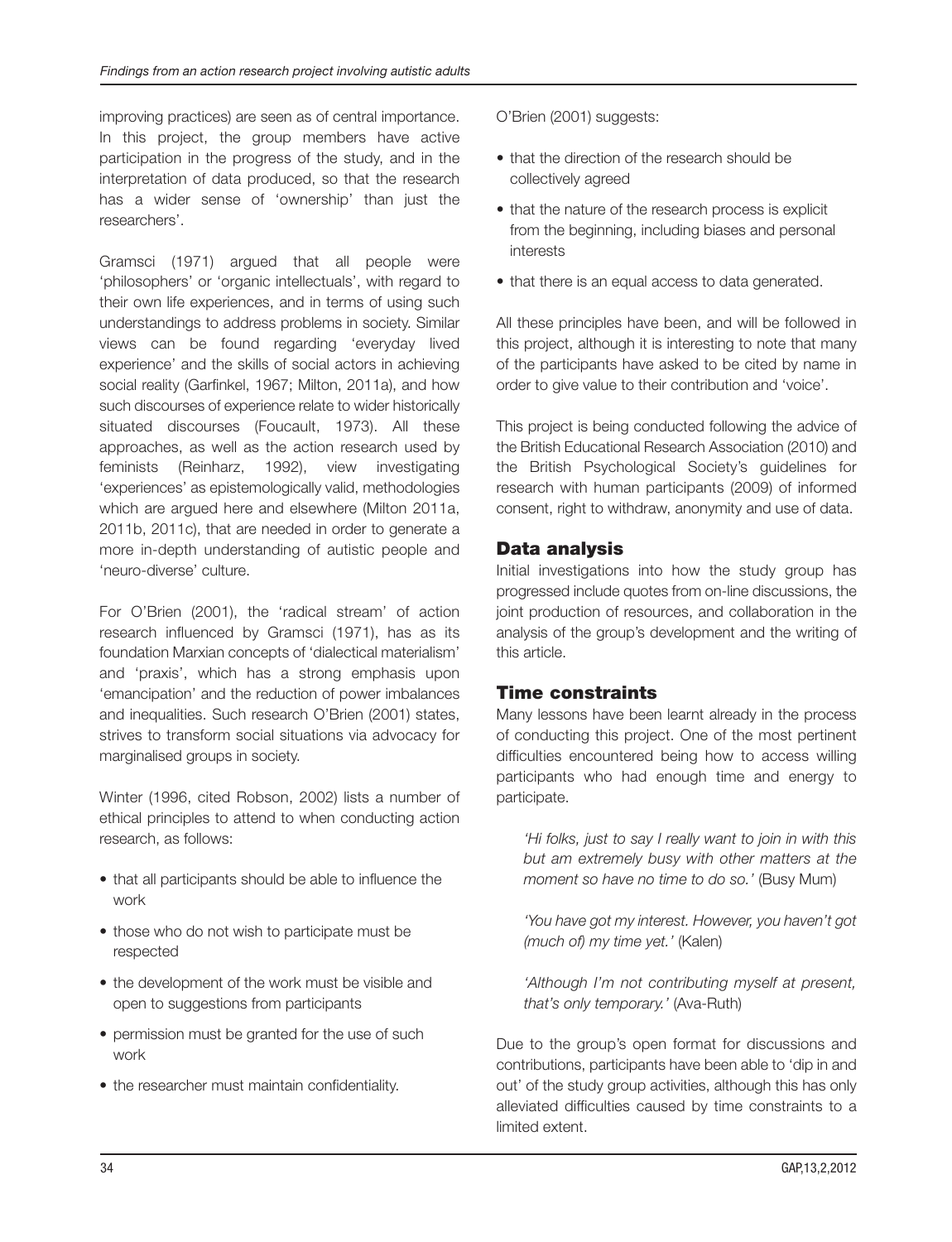improving practices) are seen as of central importance. In this project, the group members have active participation in the progress of the study, and in the interpretation of data produced, so that the research has a wider sense of 'ownership' than just the researchers'.

Gramsci (1971) argued that all people were 'philosophers' or 'organic intellectuals', with regard to their own life experiences, and in terms of using such understandings to address problems in society. Similar views can be found regarding 'everyday lived experience' and the skills of social actors in achieving social reality (Garfinkel, 1967; Milton, 2011a), and how such discourses of experience relate to wider historically situated discourses (Foucault, 1973). All these approaches, as well as the action research used by feminists (Reinharz, 1992), view investigating 'experiences' as epistemologically valid, methodologies which are argued here and elsewhere (Milton 2011a, 2011b, 2011c), that are needed in order to generate a more in-depth understanding of autistic people and 'neuro-diverse' culture.

For O'Brien (2001), the 'radical stream' of action research influenced by Gramsci (1971), has as its foundation Marxian concepts of 'dialectical materialism' and 'praxis', which has a strong emphasis upon 'emancipation' and the reduction of power imbalances and inequalities. Such research O'Brien (2001) states, strives to transform social situations via advocacy for marginalised groups in society.

Winter (1996, cited Robson, 2002) lists a number of ethical principles to attend to when conducting action research, as follows:

- that all participants should be able to influence the work
- those who do not wish to participate must be respected
- the development of the work must be visible and open to suggestions from participants
- permission must be granted for the use of such work
- the researcher must maintain confidentiality.

O'Brien (2001) suggests:

- that the direction of the research should be collectively agreed
- that the nature of the research process is explicit from the beginning, including biases and personal interests
- that there is an equal access to data generated.

All these principles have been, and will be followed in this project, although it is interesting to note that many of the participants have asked to be cited by name in order to give value to their contribution and 'voice'.

This project is being conducted following the advice of the British Educational Research Association (2010) and the British Psychological Society's guidelines for research with human participants (2009) of informed consent, right to withdraw, anonymity and use of data.

## Data analysis

Initial investigations into how the study group has progressed include quotes from on-line discussions, the joint production of resources, and collaboration in the analysis of the group's development and the writing of this article.

## Time constraints

Many lessons have been learnt already in the process of conducting this project. One of the most pertinent difficulties encountered being how to access willing participants who had enough time and energy to participate.

> *'Hi folks, just to say I really want to join in with this but am extremely busy with other matters at the moment so have no time to do so.'* (Busy Mum)

> *'You have got my interest. However, you haven't got (much of) my time yet.'* (Kalen)

> *'Although I'm not contributing myself at present, that's only temporary.'* (Ava-Ruth)

Due to the group's open format for discussions and contributions, participants have been able to 'dip in and out' of the study group activities, although this has only alleviated difficulties caused by time constraints to a limited extent.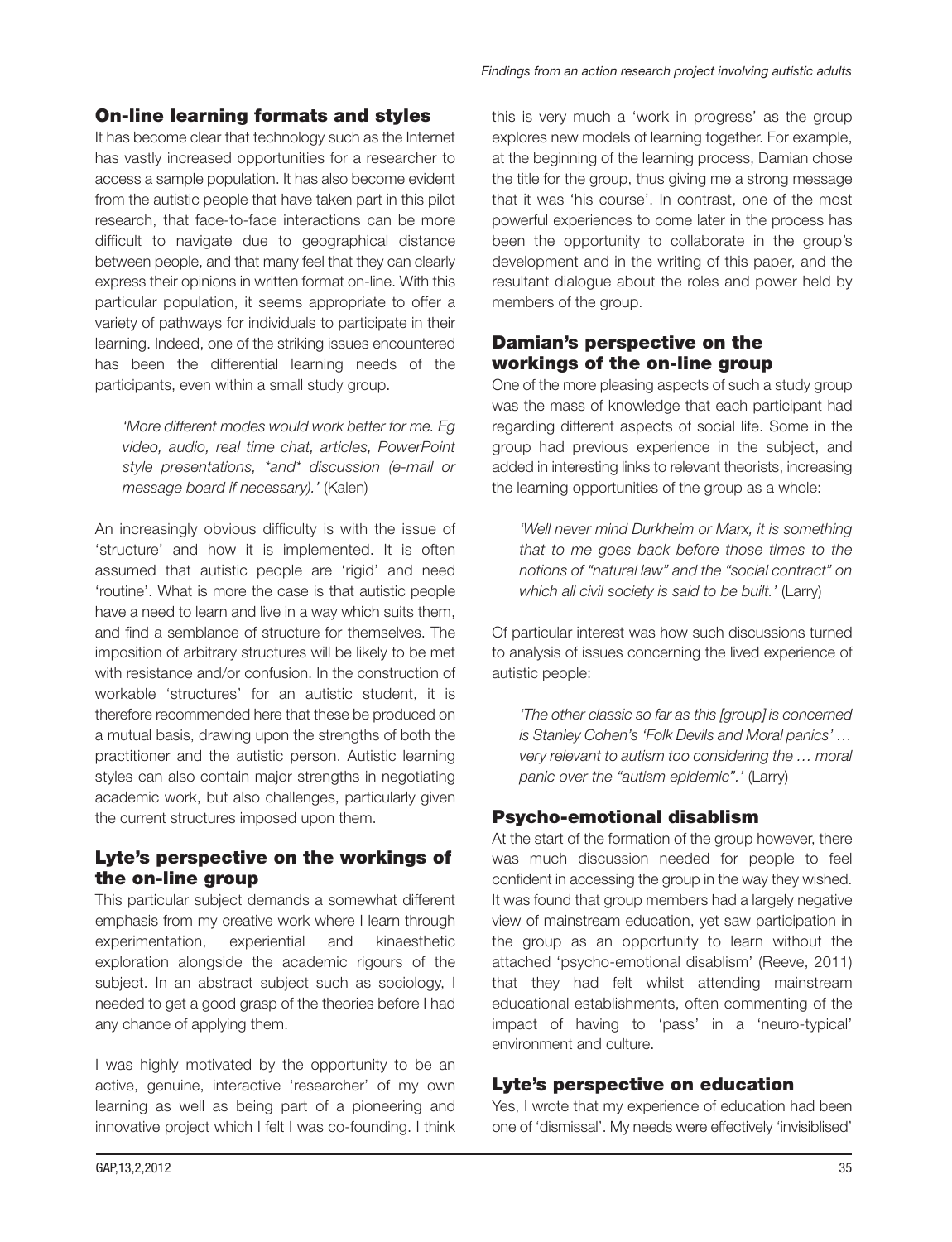## On-line learning formats and styles

It has become clear that technology such as the Internet has vastly increased opportunities for a researcher to access a sample population. It has also become evident from the autistic people that have taken part in this pilot research, that face-to-face interactions can be more difficult to navigate due to geographical distance between people, and that many feel that they can clearly express their opinions in written format on-line. With this particular population, it seems appropriate to offer a variety of pathways for individuals to participate in their learning. Indeed, one of the striking issues encountered has been the differential learning needs of the participants, even within a small study group.

> *'More different modes would work better for me. Eg video, audio, real time chat, articles, PowerPoint style presentations, \*and\* discussion (e-mail or message board if necessary).'* (Kalen)

An increasingly obvious difficulty is with the issue of 'structure' and how it is implemented. It is often assumed that autistic people are 'rigid' and need 'routine'. What is more the case is that autistic people have a need to learn and live in a way which suits them, and find a semblance of structure for themselves. The imposition of arbitrary structures will be likely to be met with resistance and/or confusion. In the construction of workable 'structures' for an autistic student, it is therefore recommended here that these be produced on a mutual basis, drawing upon the strengths of both the practitioner and the autistic person. Autistic learning styles can also contain major strengths in negotiating academic work, but also challenges, particularly given the current structures imposed upon them.

## Lyte's perspective on the workings of the on-line group

This particular subject demands a somewhat different emphasis from my creative work where I learn through experimentation, experiential and kinaesthetic exploration alongside the academic rigours of the subject. In an abstract subject such as sociology, I needed to get a good grasp of the theories before I had any chance of applying them.

I was highly motivated by the opportunity to be an active, genuine, interactive 'researcher' of my own learning as well as being part of a pioneering and innovative project which I felt I was co-founding. I think this is very much a 'work in progress' as the group explores new models of learning together. For example, at the beginning of the learning process, Damian chose the title for the group, thus giving me a strong message that it was 'his course'. In contrast, one of the most powerful experiences to come later in the process has been the opportunity to collaborate in the group's development and in the writing of this paper, and the resultant dialogue about the roles and power held by members of the group.

## Damian's perspective on the workings of the on-line group

One of the more pleasing aspects of such a study group was the mass of knowledge that each participant had regarding different aspects of social life. Some in the group had previous experience in the subject, and added in interesting links to relevant theorists, increasing the learning opportunities of the group as a whole:

> *'Well never mind Durkheim or Marx, it is something that to me goes back before those times to the notions of "natural law" and the "social contract" on which all civil society is said to be built.'* (Larry)

Of particular interest was how such discussions turned to analysis of issues concerning the lived experience of autistic people:

> *'The other classic so far as this [group] is concerned is Stanley Cohen's 'Folk Devils and Moral panics' … very relevant to autism too considering the … moral panic over the "autism epidemic".'* (Larry)

## Psycho-emotional disablism

At the start of the formation of the group however, there was much discussion needed for people to feel confident in accessing the group in the way they wished. It was found that group members had a largely negative view of mainstream education, yet saw participation in the group as an opportunity to learn without the attached 'psycho-emotional disablism' (Reeve, 2011) that they had felt whilst attending mainstream educational establishments, often commenting of the impact of having to 'pass' in a 'neuro-typical' environment and culture.

## Lyte's perspective on education

Yes, I wrote that my experience of education had been one of 'dismissal'. My needs were effectively 'invisiblised'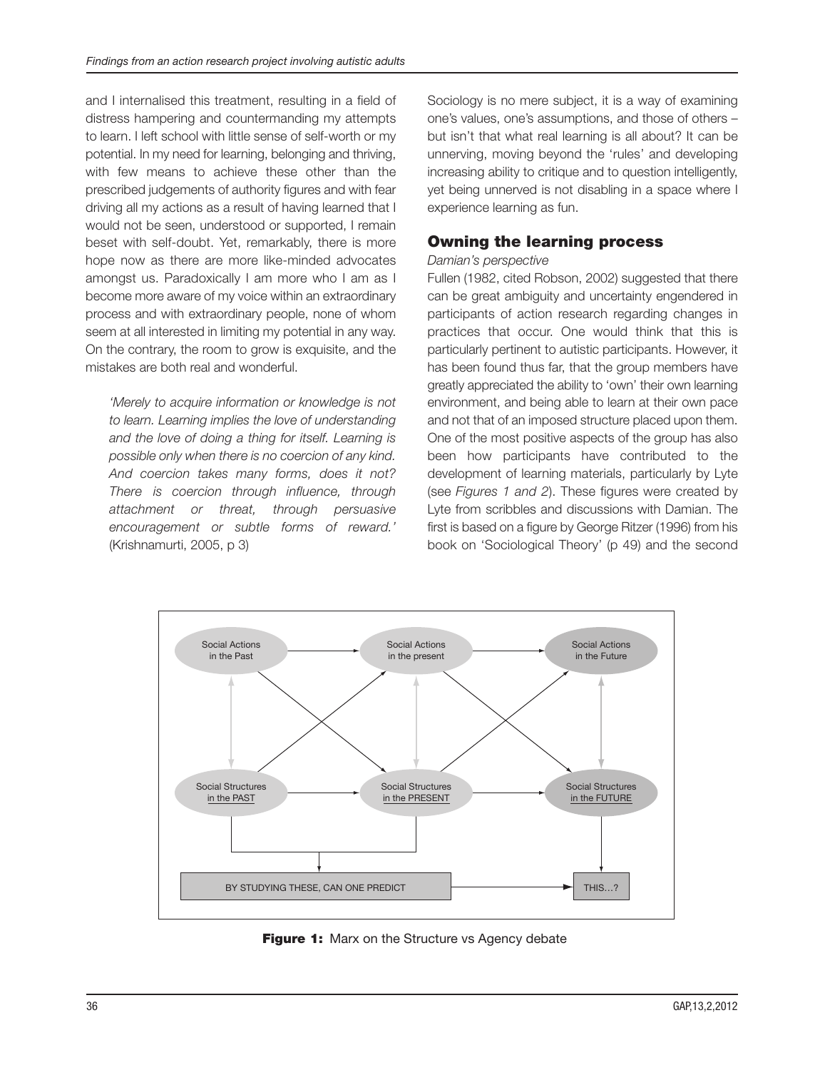and I internalised this treatment, resulting in a field of distress hampering and countermanding my attempts to learn. I left school with little sense of self-worth or my potential. In my need for learning, belonging and thriving, with few means to achieve these other than the prescribed judgements of authority figures and with fear driving all my actions as a result of having learned that I would not be seen, understood or supported, I remain beset with self-doubt. Yet, remarkably, there is more hope now as there are more like-minded advocates amongst us. Paradoxically I am more who I am as I become more aware of my voice within an extraordinary process and with extraordinary people, none of whom seem at all interested in limiting my potential in any way. On the contrary, the room to grow is exquisite, and the mistakes are both real and wonderful.

> *'Merely to acquire information or knowledge is not to learn. Learning implies the love of understanding and the love of doing a thing for itself. Learning is possible only when there is no coercion of any kind. And coercion takes many forms, does it not? There is coercion through influence, through attachment or threat, through persuasive encouragement or subtle forms of reward.'* (Krishnamurti, 2005, p 3)

Sociology is no mere subject, it is a way of examining one's values, one's assumptions, and those of others – but isn't that what real learning is all about? It can be unnerving, moving beyond the 'rules' and developing increasing ability to critique and to question intelligently, yet being unnerved is not disabling in a space where I experience learning as fun.

## Owning the learning process

*Damian's perspective*

Fullen (1982, cited Robson, 2002) suggested that there can be great ambiguity and uncertainty engendered in participants of action research regarding changes in practices that occur. One would think that this is particularly pertinent to autistic participants. However, it has been found thus far, that the group members have greatly appreciated the ability to 'own' their own learning environment, and being able to learn at their own pace and not that of an imposed structure placed upon them. One of the most positive aspects of the group has also been how participants have contributed to the development of learning materials, particularly by Lyte (see *Figures 1 and 2*). These figures were created by Lyte from scribbles and discussions with Damian. The first is based on a figure by George Ritzer (1996) from his book on 'Sociological Theory' (p 49) and the second

Social Actions in the Past — Social Actions in the present — Social Actions in the Future

Social Structures in the PAST — Social Structures in the PRESENT — Social Structures in the FUTURE

BY STUDYING THESE, CAN ONE PREDICT → THIS…?

**Figure 1:** Marx on the Structure vs Agency debate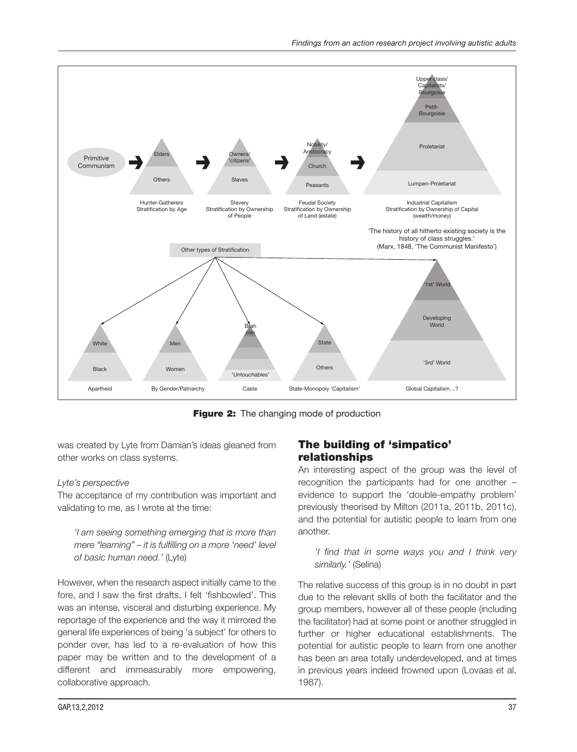**Figure 2:** The changing mode of production

was created by Lyte from Damian's ideas gleaned from other works on class systems.

*Lyte's perspective*

The acceptance of my contribution was important and validating to me, as I wrote at the time:

> *'I am seeing something emerging that is more than mere "learning" – it is fulfilling on a more 'need' level of basic human need.'* (Lyte)

However, when the research aspect initially came to the fore, and I saw the first drafts, I felt 'fishbowled'. This was an intense, visceral and disturbing experience. My reportage of the experience and the way it mirrored the general life experiences of being 'a subject' for others to ponder over, has led to a re-evaluation of how this paper may be written and to the development of a different and immeasurably more empowering, collaborative approach.

## The building of 'simpatico' relationships

An interesting aspect of the group was the level of recognition the participants had for one another – evidence to support the 'double-empathy problem' previously theorised by Milton (2011a, 2011b, 2011c), and the potential for autistic people to learn from one another.

> *'I find that in some ways you and I think very similarly.'* (Selina)

The relative success of this group is in no doubt in part due to the relevant skills of both the facilitator and the group members, however all of these people (including the facilitator) had at some point or another struggled in further or higher educational establishments. The potential for autistic people to learn from one another has been an area totally underdeveloped, and at times in previous years indeed frowned upon (Lovaas et al, 1987).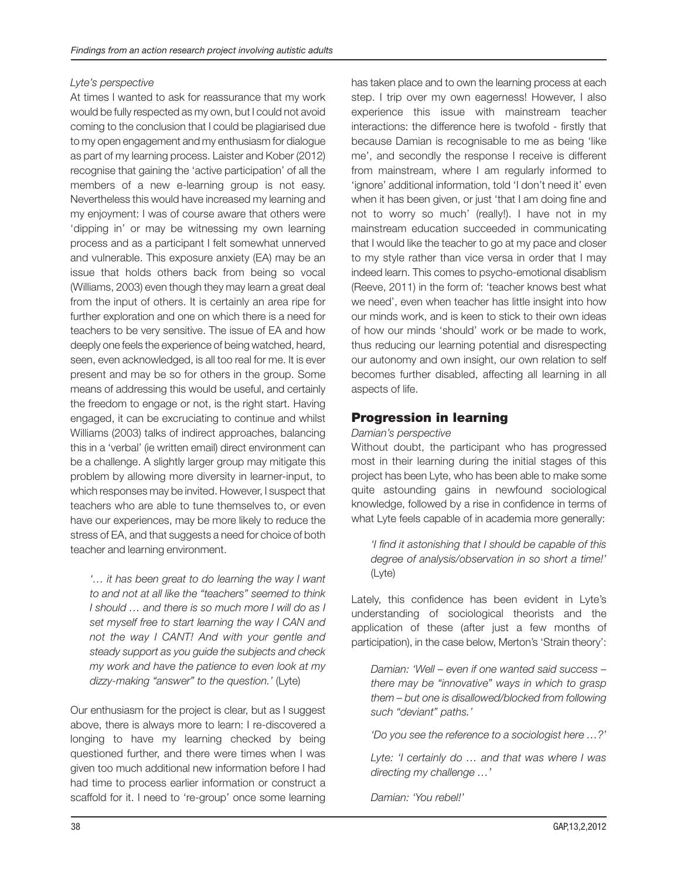*Lyte's perspective*

At times I wanted to ask for reassurance that my work would be fully respected as my own, but I could not avoid coming to the conclusion that I could be plagiarised due to my open engagement and my enthusiasm for dialogue as part of my learning process. Laister and Kober (2012) recognise that gaining the 'active participation' of all the members of a new e-learning group is not easy. Nevertheless this would have increased my learning and my enjoyment: I was of course aware that others were 'dipping in' or may be witnessing my own learning process and as a participant I felt somewhat unnerved and vulnerable. This exposure anxiety (EA) may be an issue that holds others back from being so vocal (Williams, 2003) even though they may learn a great deal from the input of others. It is certainly an area ripe for further exploration and one on which there is a need for teachers to be very sensitive. The issue of EA and how deeply one feels the experience of being watched, heard, seen, even acknowledged, is all too real for me. It is ever present and may be so for others in the group. Some means of addressing this would be useful, and certainly the freedom to engage or not, is the right start. Having engaged, it can be excruciating to continue and whilst Williams (2003) talks of indirect approaches, balancing this in a 'verbal' (ie written email) direct environment can be a challenge. A slightly larger group may mitigate this problem by allowing more diversity in learner-input, to which responses may be invited. However, I suspect that teachers who are able to tune themselves to, or even have our experiences, may be more likely to reduce the stress of EA, and that suggests a need for choice of both teacher and learning environment.

> *'… it has been great to do learning the way I want to and not at all like the "teachers" seemed to think I should … and there is so much more I will do as I set myself free to start learning the way I CAN and not the way I CANT! And with your gentle and steady support as you guide the subjects and check my work and have the patience to even look at my dizzy-making "answer" to the question.'* (Lyte)

Our enthusiasm for the project is clear, but as I suggest above, there is always more to learn: I re-discovered a longing to have my learning checked by being questioned further, and there were times when I was given too much additional new information before I had had time to process earlier information or construct a scaffold for it. I need to 're-group' once some learning has taken place and to own the learning process at each step. I trip over my own eagerness! However, I also experience this issue with mainstream teacher interactions: the difference here is twofold - firstly that because Damian is recognisable to me as being 'like me', and secondly the response I receive is different from mainstream, where I am regularly informed to 'ignore' additional information, told 'I don't need it' even when it has been given, or just 'that I am doing fine and not to worry so much' (really!). I have not in my mainstream education succeeded in communicating that I would like the teacher to go at my pace and closer to my style rather than vice versa in order that I may indeed learn. This comes to psycho-emotional disablism (Reeve, 2011) in the form of: 'teacher knows best what we need', even when teacher has little insight into how our minds work, and is keen to stick to their own ideas of how our minds 'should' work or be made to work, thus reducing our learning potential and disrespecting our autonomy and own insight, our own relation to self becomes further disabled, affecting all learning in all aspects of life.

## Progression in learning

*Damian's perspective*

Without doubt, the participant who has progressed most in their learning during the initial stages of this project has been Lyte, who has been able to make some quite astounding gains in newfound sociological knowledge, followed by a rise in confidence in terms of what Lyte feels capable of in academia more generally:

> *'I find it astonishing that I should be capable of this degree of analysis/observation in so short a time!'* (Lyte)

Lately, this confidence has been evident in Lyte's understanding of sociological theorists and the application of these (after just a few months of participation), in the case below, Merton's 'Strain theory':

> *Damian: 'Well – even if one wanted said success – there may be "innovative" ways in which to grasp them – but one is disallowed/blocked from following such "deviant" paths.'*
>
> *'Do you see the reference to a sociologist here …?'*
>
> *Lyte: 'I certainly do … and that was where I was directing my challenge …'*
>
> *Damian: 'You rebel!'*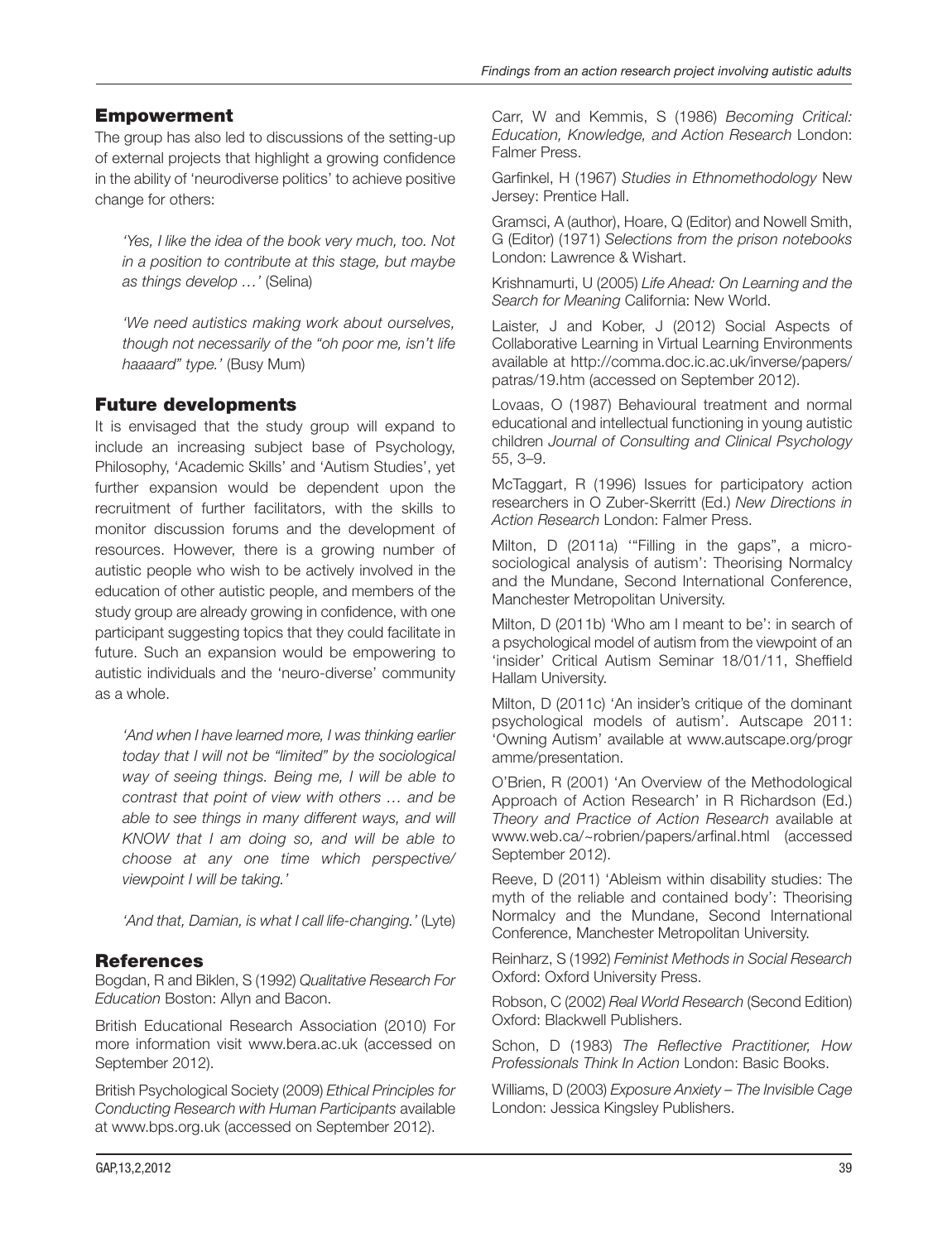## Empowerment

The group has also led to discussions of the setting-up of external projects that highlight a growing confidence in the ability of 'neurodiverse politics' to achieve positive change for others:

> *'Yes, I like the idea of the book very much, too. Not in a position to contribute at this stage, but maybe as things develop …'* (Selina)

> *'We need autistics making work about ourselves, though not necessarily of the "oh poor me, isn't life haaaard" type.'* (Busy Mum)

## Future developments

It is envisaged that the study group will expand to include an increasing subject base of Psychology, Philosophy, 'Academic Skills' and 'Autism Studies', yet further expansion would be dependent upon the recruitment of further facilitators, with the skills to monitor discussion forums and the development of resources. However, there is a growing number of autistic people who wish to be actively involved in the education of other autistic people, and members of the study group are already growing in confidence, with one participant suggesting topics that they could facilitate in future. Such an expansion would be empowering to autistic individuals and the 'neuro-diverse' community as a whole.

> *'And when I have learned more, I was thinking earlier today that I will not be "limited" by the sociological way of seeing things. Being me, I will be able to contrast that point of view with others … and be able to see things in many different ways, and will KNOW that I am doing so, and will be able to choose at any one time which perspective/viewpoint I will be taking.'*

> *'And that, Damian, is what I call life-changing.'* (Lyte)

## References

Bogdan, R and Biklen, S (1992) *Qualitative Research For Education* Boston: Allyn and Bacon.

British Educational Research Association (2010) For more information visit www.bera.ac.uk (accessed on September 2012).

British Psychological Society (2009) *Ethical Principles for Conducting Research with Human Participants* available at www.bps.org.uk (accessed on September 2012).

Carr, W and Kemmis, S (1986) *Becoming Critical: Education, Knowledge, and Action Research* London: Falmer Press.

Garfinkel, H (1967) *Studies in Ethnomethodology* New Jersey: Prentice Hall.

Gramsci, A (author), Hoare, Q (Editor) and Nowell Smith, G (Editor) (1971) *Selections from the prison notebooks* London: Lawrence & Wishart.

Krishnamurti, U (2005) *Life Ahead: On Learning and the Search for Meaning* California: New World.

Laister, J and Kober, J (2012) Social Aspects of Collaborative Learning in Virtual Learning Environments available at http://comma.doc.ic.ac.uk/inverse/papers/patras/19.htm (accessed on September 2012).

Lovaas, O (1987) Behavioural treatment and normal educational and intellectual functioning in young autistic children *Journal of Consulting and Clinical Psychology* 55, 3–9.

McTaggart, R (1996) Issues for participatory action researchers in O Zuber-Skerritt (Ed.) *New Directions in Action Research* London: Falmer Press.

Milton, D (2011a) '"Filling in the gaps", a micro-sociological analysis of autism': Theorising Normalcy and the Mundane, Second International Conference, Manchester Metropolitan University.

Milton, D (2011b) 'Who am I meant to be': in search of a psychological model of autism from the viewpoint of an 'insider' Critical Autism Seminar 18/01/11, Sheffield Hallam University.

Milton, D (2011c) 'An insider's critique of the dominant psychological models of autism'. Autscape 2011: 'Owning Autism' available at www.autscape.org/programme/presentation.

O'Brien, R (2001) 'An Overview of the Methodological Approach of Action Research' in R Richardson (Ed.) *Theory and Practice of Action Research* available at www.web.ca/~robrien/papers/arfinal.html (accessed September 2012).

Reeve, D (2011) 'Ableism within disability studies: The myth of the reliable and contained body': Theorising Normalcy and the Mundane, Second International Conference, Manchester Metropolitan University.

Reinharz, S (1992) *Feminist Methods in Social Research* Oxford: Oxford University Press.

Robson, C (2002) *Real World Research* (Second Edition) Oxford: Blackwell Publishers.

Schon, D (1983) *The Reflective Practitioner, How Professionals Think In Action* London: Basic Books.

Williams, D (2003) *Exposure Anxiety – The Invisible Cage* London: Jessica Kingsley Publishers.